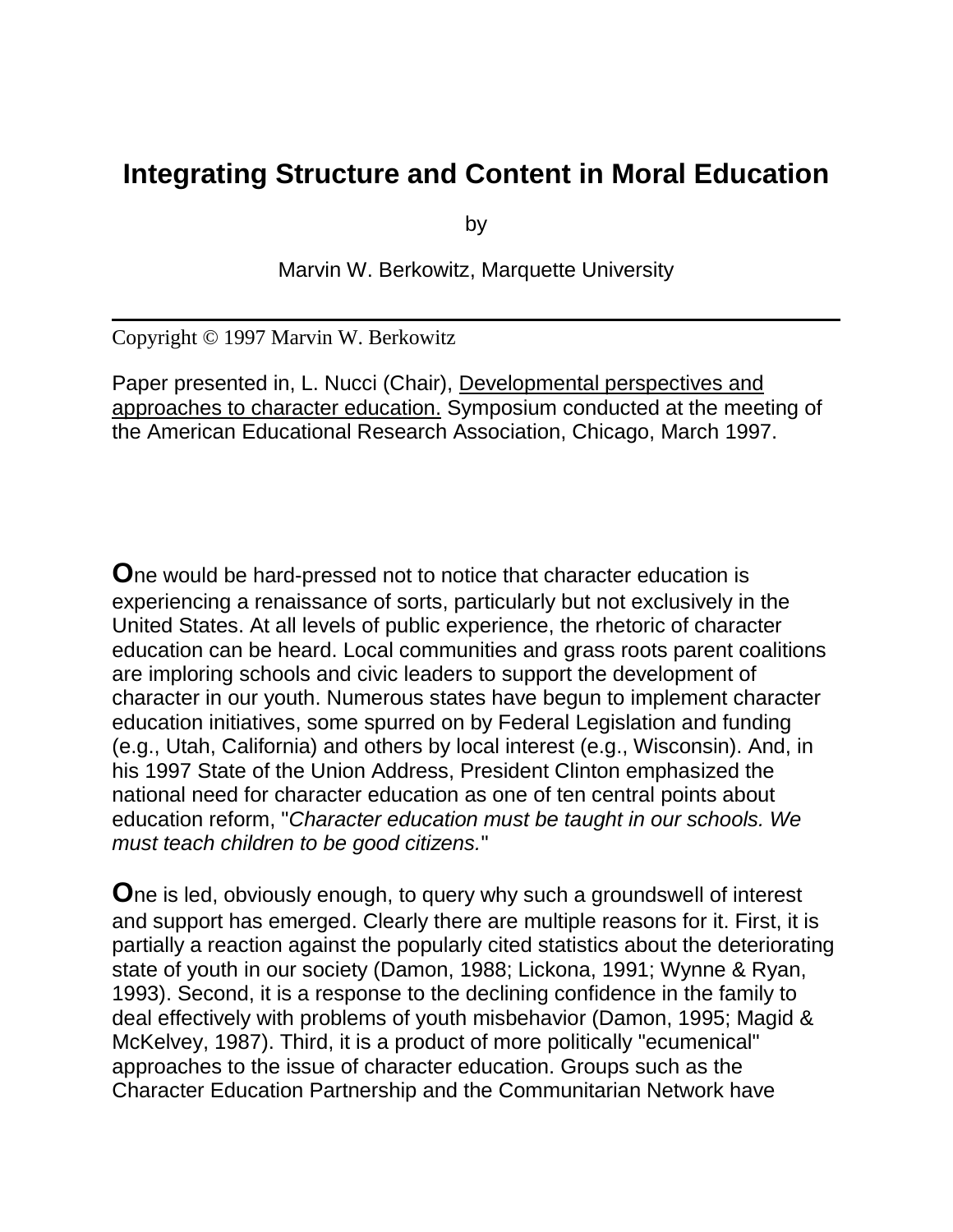# Integrating Structure and Content in Moral Education

by

Marvin W. Berkowitz, Marquette University

---

Copyright © 1997 Marvin W. Berkowitz

Paper presented in, L. Nucci (Chair), Developmental perspectives and approaches to character education. Symposium conducted at the meeting of the American Educational Research Association, Chicago, March 1997.

**O**ne would be hard-pressed not to notice that character education is experiencing a renaissance of sorts, particularly but not exclusively in the United States. At all levels of public experience, the rhetoric of character education can be heard. Local communities and grass roots parent coalitions are imploring schools and civic leaders to support the development of character in our youth. Numerous states have begun to implement character education initiatives, some spurred on by Federal Legislation and funding (e.g., Utah, California) and others by local interest (e.g., Wisconsin). And, in his 1997 State of the Union Address, President Clinton emphasized the national need for character education as one of ten central points about education reform, "*Character education must be taught in our schools. We must teach children to be good citizens.*"

**O**ne is led, obviously enough, to query why such a groundswell of interest and support has emerged. Clearly there are multiple reasons for it. First, it is partially a reaction against the popularly cited statistics about the deteriorating state of youth in our society (Damon, 1988; Lickona, 1991; Wynne & Ryan, 1993). Second, it is a response to the declining confidence in the family to deal effectively with problems of youth misbehavior (Damon, 1995; Magid & McKelvey, 1987). Third, it is a product of more politically "ecumenical" approaches to the issue of character education. Groups such as the Character Education Partnership and the Communitarian Network have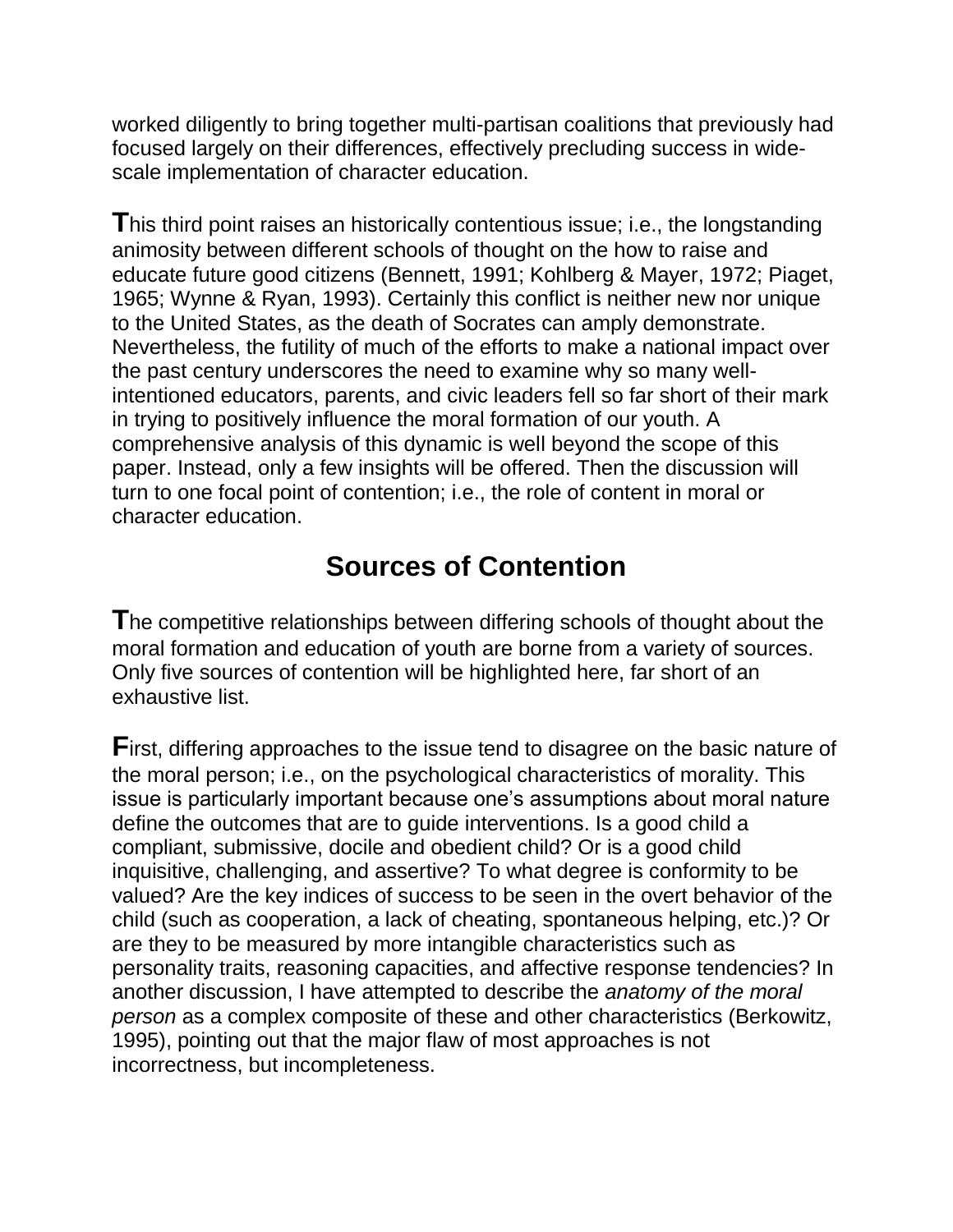worked diligently to bring together multi-partisan coalitions that previously had focused largely on their differences, effectively precluding success in wide-scale implementation of character education.

**T**his third point raises an historically contentious issue; i.e., the longstanding animosity between different schools of thought on the how to raise and educate future good citizens (Bennett, 1991; Kohlberg & Mayer, 1972; Piaget, 1965; Wynne & Ryan, 1993). Certainly this conflict is neither new nor unique to the United States, as the death of Socrates can amply demonstrate. Nevertheless, the futility of much of the efforts to make a national impact over the past century underscores the need to examine why so many well-intentioned educators, parents, and civic leaders fell so far short of their mark in trying to positively influence the moral formation of our youth. A comprehensive analysis of this dynamic is well beyond the scope of this paper. Instead, only a few insights will be offered. Then the discussion will turn to one focal point of contention; i.e., the role of content in moral or character education.

## Sources of Contention

**T**he competitive relationships between differing schools of thought about the moral formation and education of youth are borne from a variety of sources. Only five sources of contention will be highlighted here, far short of an exhaustive list.

**F**irst, differing approaches to the issue tend to disagree on the basic nature of the moral person; i.e., on the psychological characteristics of morality. This issue is particularly important because one's assumptions about moral nature define the outcomes that are to guide interventions. Is a good child a compliant, submissive, docile and obedient child? Or is a good child inquisitive, challenging, and assertive? To what degree is conformity to be valued? Are the key indices of success to be seen in the overt behavior of the child (such as cooperation, a lack of cheating, spontaneous helping, etc.)? Or are they to be measured by more intangible characteristics such as personality traits, reasoning capacities, and affective response tendencies? In another discussion, I have attempted to describe the *anatomy of the moral person* as a complex composite of these and other characteristics (Berkowitz, 1995), pointing out that the major flaw of most approaches is not incorrectness, but incompleteness.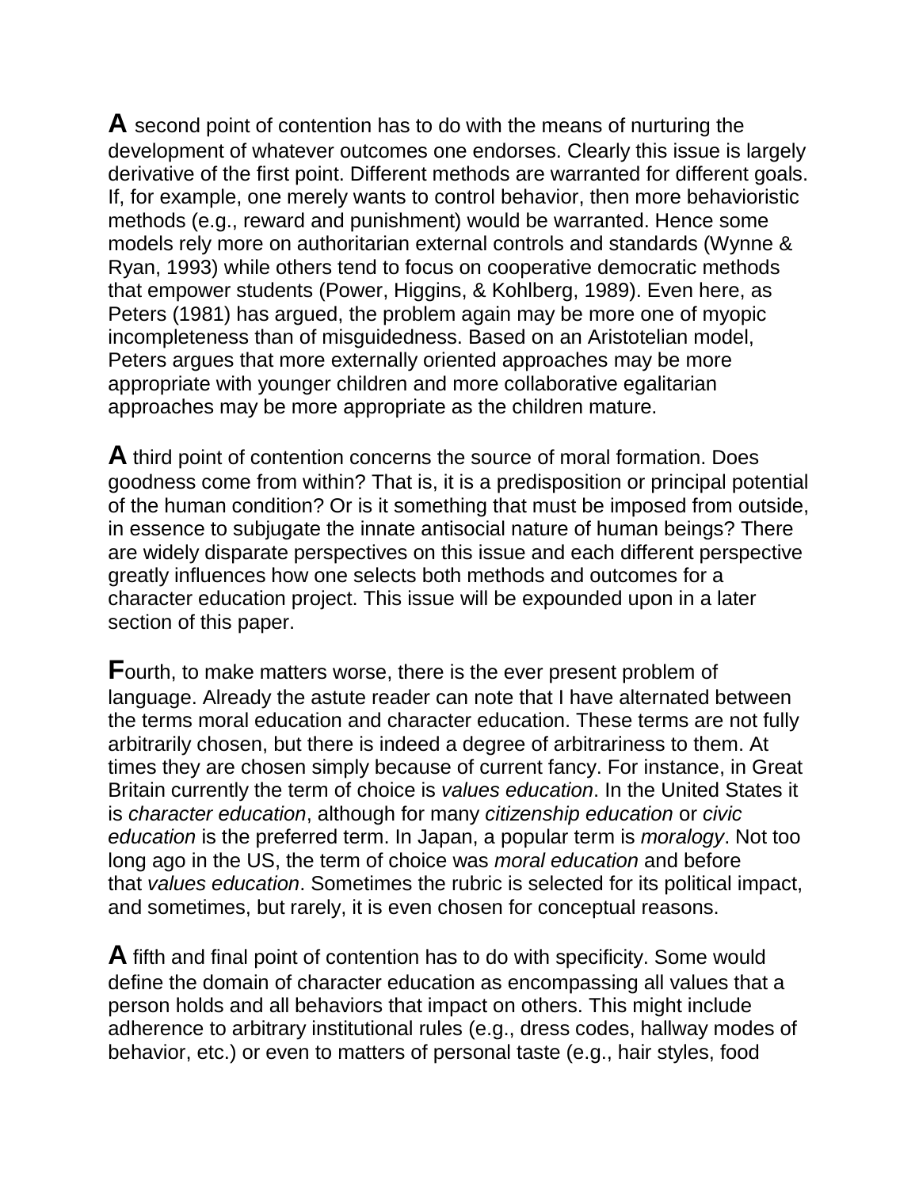**A** second point of contention has to do with the means of nurturing the development of whatever outcomes one endorses. Clearly this issue is largely derivative of the first point. Different methods are warranted for different goals. If, for example, one merely wants to control behavior, then more behavioristic methods (e.g., reward and punishment) would be warranted. Hence some models rely more on authoritarian external controls and standards (Wynne & Ryan, 1993) while others tend to focus on cooperative democratic methods that empower students (Power, Higgins, & Kohlberg, 1989). Even here, as Peters (1981) has argued, the problem again may be more one of myopic incompleteness than of misguidedness. Based on an Aristotelian model, Peters argues that more externally oriented approaches may be more appropriate with younger children and more collaborative egalitarian approaches may be more appropriate as the children mature.

**A** third point of contention concerns the source of moral formation. Does goodness come from within? That is, it is a predisposition or principal potential of the human condition? Or is it something that must be imposed from outside, in essence to subjugate the innate antisocial nature of human beings? There are widely disparate perspectives on this issue and each different perspective greatly influences how one selects both methods and outcomes for a character education project. This issue will be expounded upon in a later section of this paper.

**F**ourth, to make matters worse, there is the ever present problem of language. Already the astute reader can note that I have alternated between the terms moral education and character education. These terms are not fully arbitrarily chosen, but there is indeed a degree of arbitrariness to them. At times they are chosen simply because of current fancy. For instance, in Great Britain currently the term of choice is *values education*. In the United States it is *character education*, although for many *citizenship education* or *civic education* is the preferred term. In Japan, a popular term is *moralogy*. Not too long ago in the US, the term of choice was *moral education* and before that *values education*. Sometimes the rubric is selected for its political impact, and sometimes, but rarely, it is even chosen for conceptual reasons.

**A** fifth and final point of contention has to do with specificity. Some would define the domain of character education as encompassing all values that a person holds and all behaviors that impact on others. This might include adherence to arbitrary institutional rules (e.g., dress codes, hallway modes of behavior, etc.) or even to matters of personal taste (e.g., hair styles, food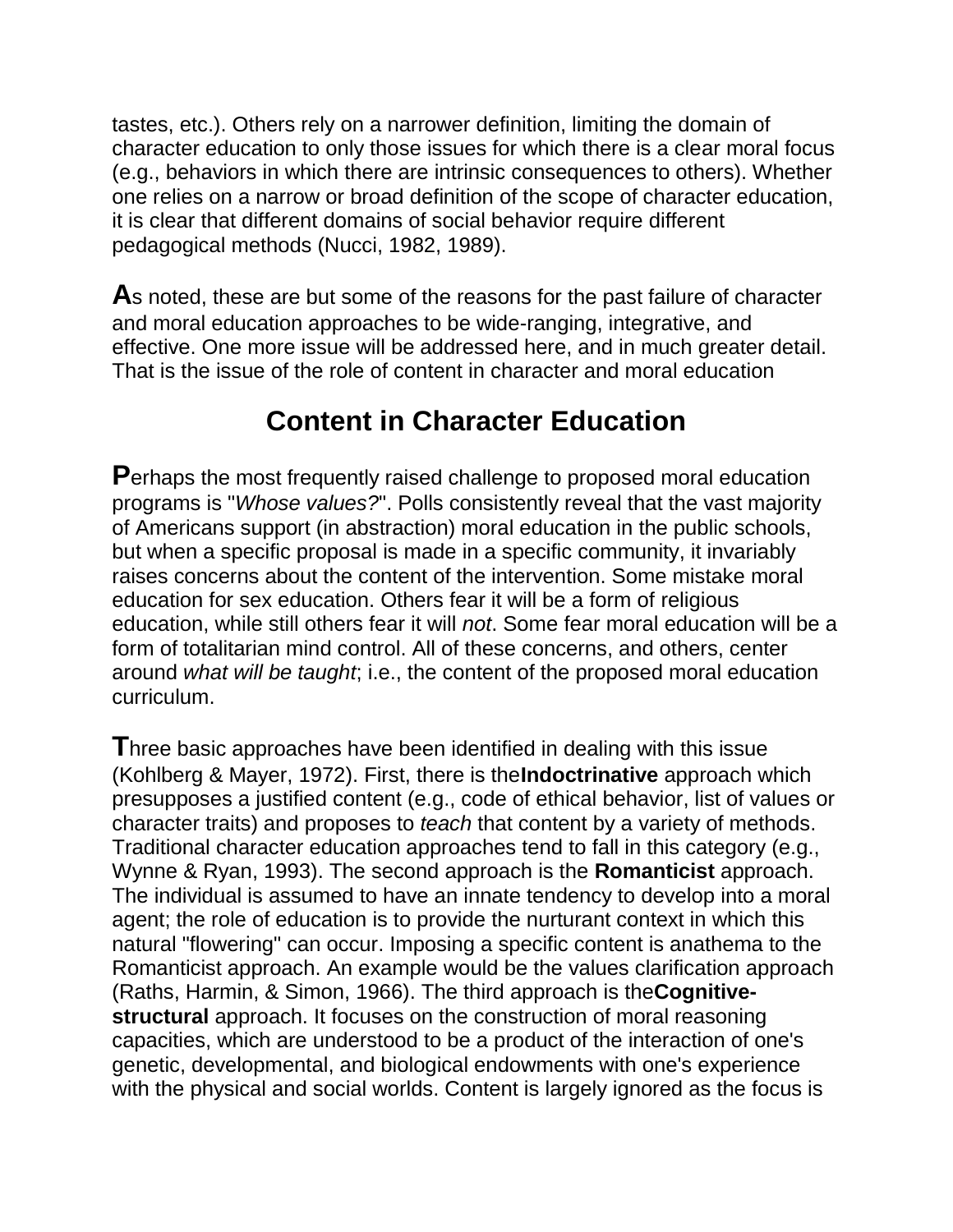tastes, etc.). Others rely on a narrower definition, limiting the domain of character education to only those issues for which there is a clear moral focus (e.g., behaviors in which there are intrinsic consequences to others). Whether one relies on a narrow or broad definition of the scope of character education, it is clear that different domains of social behavior require different pedagogical methods (Nucci, 1982, 1989).

**A**s noted, these are but some of the reasons for the past failure of character and moral education approaches to be wide-ranging, integrative, and effective. One more issue will be addressed here, and in much greater detail. That is the issue of the role of content in character and moral education

## Content in Character Education

**P**erhaps the most frequently raised challenge to proposed moral education programs is "*Whose values?*". Polls consistently reveal that the vast majority of Americans support (in abstraction) moral education in the public schools, but when a specific proposal is made in a specific community, it invariably raises concerns about the content of the intervention. Some mistake moral education for sex education. Others fear it will be a form of religious education, while still others fear it will *not*. Some fear moral education will be a form of totalitarian mind control. All of these concerns, and others, center around *what will be taught*; i.e., the content of the proposed moral education curriculum.

**T**hree basic approaches have been identified in dealing with this issue (Kohlberg & Mayer, 1972). First, there is the**Indoctrinative** approach which presupposes a justified content (e.g., code of ethical behavior, list of values or character traits) and proposes to *teach* that content by a variety of methods. Traditional character education approaches tend to fall in this category (e.g., Wynne & Ryan, 1993). The second approach is the **Romanticist** approach. The individual is assumed to have an innate tendency to develop into a moral agent; the role of education is to provide the nurturant context in which this natural "flowering" can occur. Imposing a specific content is anathema to the Romanticist approach. An example would be the values clarification approach (Raths, Harmin, & Simon, 1966). The third approach is the**Cognitive-structural** approach. It focuses on the construction of moral reasoning capacities, which are understood to be a product of the interaction of one's genetic, developmental, and biological endowments with one's experience with the physical and social worlds. Content is largely ignored as the focus is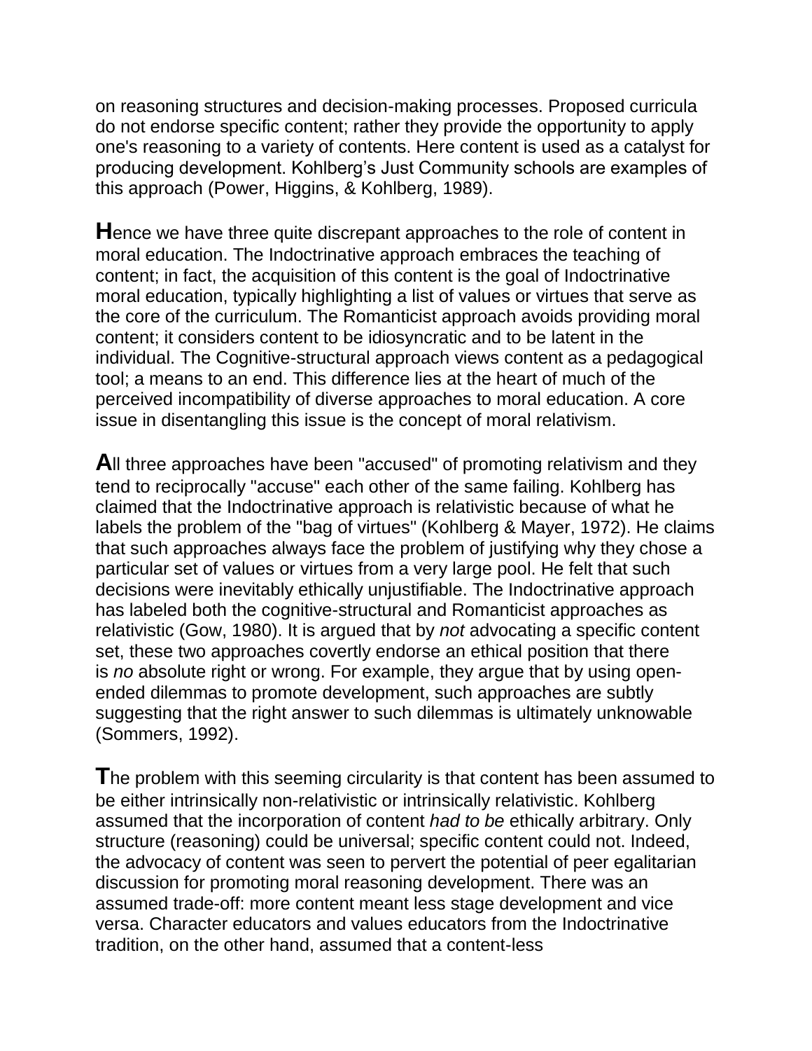on reasoning structures and decision-making processes. Proposed curricula do not endorse specific content; rather they provide the opportunity to apply one's reasoning to a variety of contents. Here content is used as a catalyst for producing development. Kohlberg's Just Community schools are examples of this approach (Power, Higgins, & Kohlberg, 1989).

**H**ence we have three quite discrepant approaches to the role of content in moral education. The Indoctrinative approach embraces the teaching of content; in fact, the acquisition of this content is the goal of Indoctrinative moral education, typically highlighting a list of values or virtues that serve as the core of the curriculum. The Romanticist approach avoids providing moral content; it considers content to be idiosyncratic and to be latent in the individual. The Cognitive-structural approach views content as a pedagogical tool; a means to an end. This difference lies at the heart of much of the perceived incompatibility of diverse approaches to moral education. A core issue in disentangling this issue is the concept of moral relativism.

**A**ll three approaches have been "accused" of promoting relativism and they tend to reciprocally "accuse" each other of the same failing. Kohlberg has claimed that the Indoctrinative approach is relativistic because of what he labels the problem of the "bag of virtues" (Kohlberg & Mayer, 1972). He claims that such approaches always face the problem of justifying why they chose a particular set of values or virtues from a very large pool. He felt that such decisions were inevitably ethically unjustifiable. The Indoctrinative approach has labeled both the cognitive-structural and Romanticist approaches as relativistic (Gow, 1980). It is argued that by *not* advocating a specific content set, these two approaches covertly endorse an ethical position that there is *no* absolute right or wrong. For example, they argue that by using open-ended dilemmas to promote development, such approaches are subtly suggesting that the right answer to such dilemmas is ultimately unknowable (Sommers, 1992).

**T**he problem with this seeming circularity is that content has been assumed to be either intrinsically non-relativistic or intrinsically relativistic. Kohlberg assumed that the incorporation of content *had to be* ethically arbitrary. Only structure (reasoning) could be universal; specific content could not. Indeed, the advocacy of content was seen to pervert the potential of peer egalitarian discussion for promoting moral reasoning development. There was an assumed trade-off: more content meant less stage development and vice versa. Character educators and values educators from the Indoctrinative tradition, on the other hand, assumed that a content-less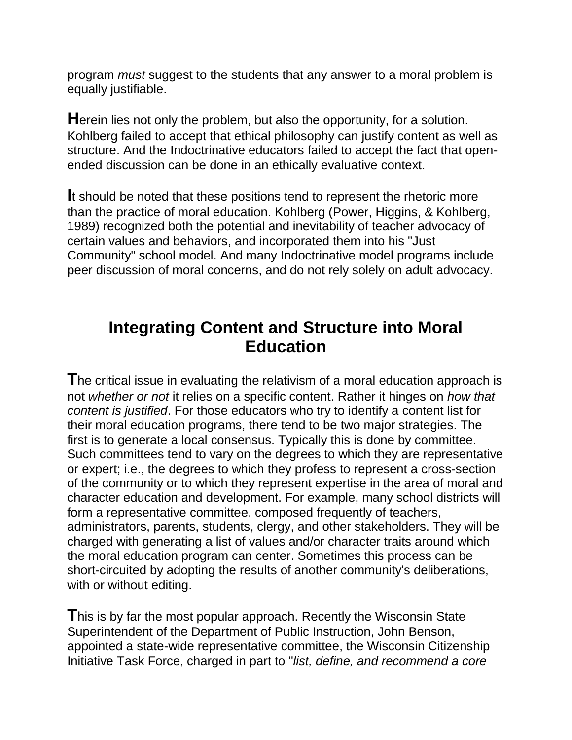program *must* suggest to the students that any answer to a moral problem is equally justifiable.

**H**erein lies not only the problem, but also the opportunity, for a solution. Kohlberg failed to accept that ethical philosophy can justify content as well as structure. And the Indoctrinative educators failed to accept the fact that open-ended discussion can be done in an ethically evaluative context.

**I**t should be noted that these positions tend to represent the rhetoric more than the practice of moral education. Kohlberg (Power, Higgins, & Kohlberg, 1989) recognized both the potential and inevitability of teacher advocacy of certain values and behaviors, and incorporated them into his "Just Community" school model. And many Indoctrinative model programs include peer discussion of moral concerns, and do not rely solely on adult advocacy.

## Integrating Content and Structure into Moral Education

**T**he critical issue in evaluating the relativism of a moral education approach is not *whether or not* it relies on a specific content. Rather it hinges on *how that content is justified*. For those educators who try to identify a content list for their moral education programs, there tend to be two major strategies. The first is to generate a local consensus. Typically this is done by committee. Such committees tend to vary on the degrees to which they are representative or expert; i.e., the degrees to which they profess to represent a cross-section of the community or to which they represent expertise in the area of moral and character education and development. For example, many school districts will form a representative committee, composed frequently of teachers, administrators, parents, students, clergy, and other stakeholders. They will be charged with generating a list of values and/or character traits around which the moral education program can center. Sometimes this process can be short-circuited by adopting the results of another community's deliberations, with or without editing.

**T**his is by far the most popular approach. Recently the Wisconsin State Superintendent of the Department of Public Instruction, John Benson, appointed a state-wide representative committee, the Wisconsin Citizenship Initiative Task Force, charged in part to "*list, define, and recommend a core*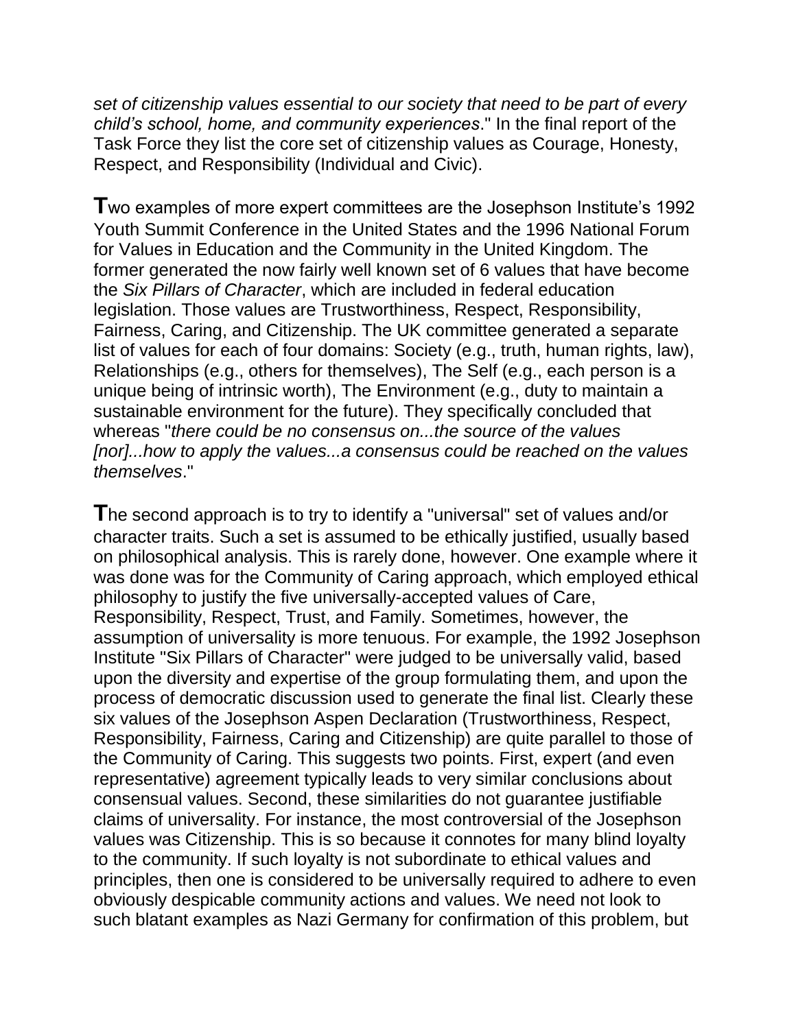*set of citizenship values essential to our society that need to be part of every child's school, home, and community experiences*." In the final report of the Task Force they list the core set of citizenship values as Courage, Honesty, Respect, and Responsibility (Individual and Civic).

**T**wo examples of more expert committees are the Josephson Institute's 1992 Youth Summit Conference in the United States and the 1996 National Forum for Values in Education and the Community in the United Kingdom. The former generated the now fairly well known set of 6 values that have become the *Six Pillars of Character*, which are included in federal education legislation. Those values are Trustworthiness, Respect, Responsibility, Fairness, Caring, and Citizenship. The UK committee generated a separate list of values for each of four domains: Society (e.g., truth, human rights, law), Relationships (e.g., others for themselves), The Self (e.g., each person is a unique being of intrinsic worth), The Environment (e.g., duty to maintain a sustainable environment for the future). They specifically concluded that whereas "*there could be no consensus on...the source of the values [nor]...how to apply the values...a consensus could be reached on the values themselves*."

**T**he second approach is to try to identify a "universal" set of values and/or character traits. Such a set is assumed to be ethically justified, usually based on philosophical analysis. This is rarely done, however. One example where it was done was for the Community of Caring approach, which employed ethical philosophy to justify the five universally-accepted values of Care, Responsibility, Respect, Trust, and Family. Sometimes, however, the assumption of universality is more tenuous. For example, the 1992 Josephson Institute "Six Pillars of Character" were judged to be universally valid, based upon the diversity and expertise of the group formulating them, and upon the process of democratic discussion used to generate the final list. Clearly these six values of the Josephson Aspen Declaration (Trustworthiness, Respect, Responsibility, Fairness, Caring and Citizenship) are quite parallel to those of the Community of Caring. This suggests two points. First, expert (and even representative) agreement typically leads to very similar conclusions about consensual values. Second, these similarities do not guarantee justifiable claims of universality. For instance, the most controversial of the Josephson values was Citizenship. This is so because it connotes for many blind loyalty to the community. If such loyalty is not subordinate to ethical values and principles, then one is considered to be universally required to adhere to even obviously despicable community actions and values. We need not look to such blatant examples as Nazi Germany for confirmation of this problem, but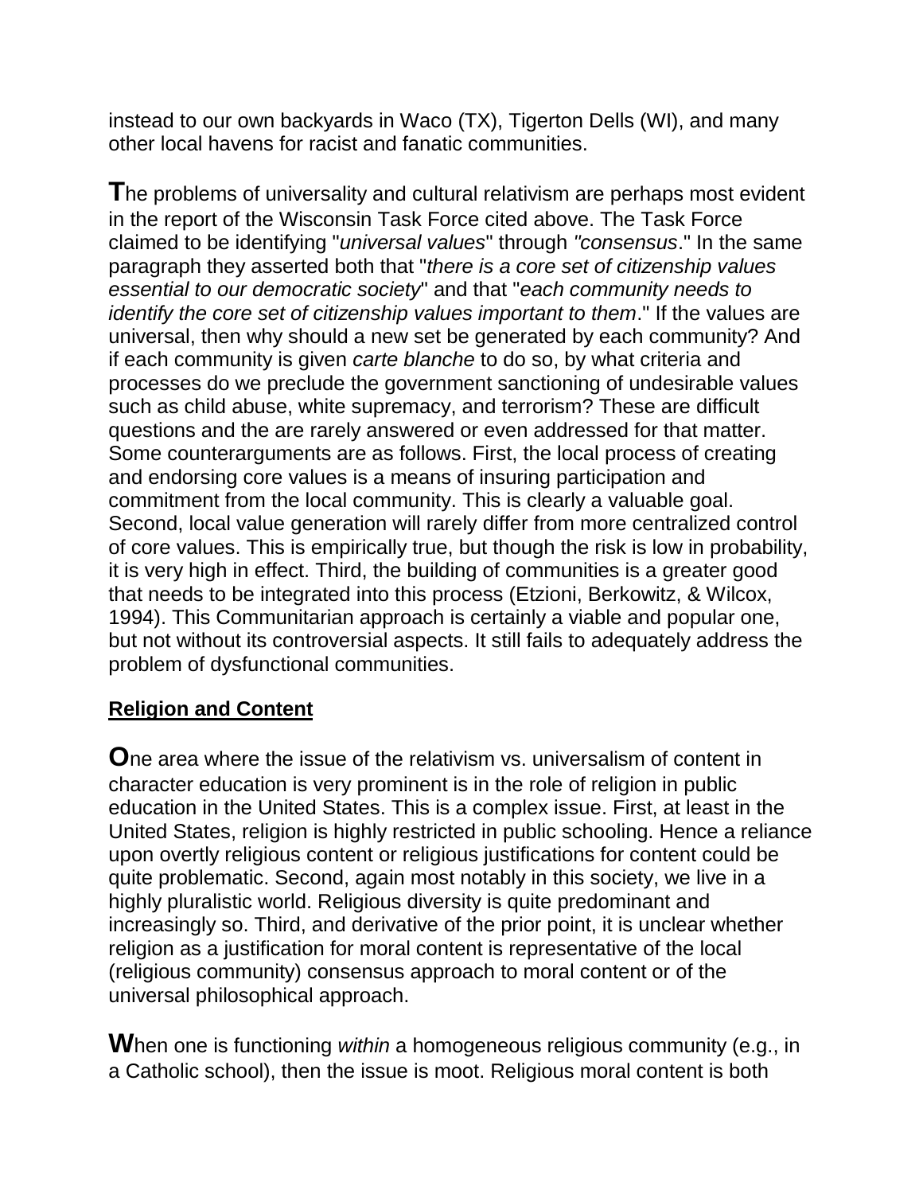instead to our own backyards in Waco (TX), Tigerton Dells (WI), and many other local havens for racist and fanatic communities.

**T**he problems of universality and cultural relativism are perhaps most evident in the report of the Wisconsin Task Force cited above. The Task Force claimed to be identifying "*universal values*" through *"consensus*." In the same paragraph they asserted both that "*there is a core set of citizenship values essential to our democratic society*" and that "*each community needs to identify the core set of citizenship values important to them*." If the values are universal, then why should a new set be generated by each community? And if each community is given *carte blanche* to do so, by what criteria and processes do we preclude the government sanctioning of undesirable values such as child abuse, white supremacy, and terrorism? These are difficult questions and the are rarely answered or even addressed for that matter. Some counterarguments are as follows. First, the local process of creating and endorsing core values is a means of insuring participation and commitment from the local community. This is clearly a valuable goal. Second, local value generation will rarely differ from more centralized control of core values. This is empirically true, but though the risk is low in probability, it is very high in effect. Third, the building of communities is a greater good that needs to be integrated into this process (Etzioni, Berkowitz, & Wilcox, 1994). This Communitarian approach is certainly a viable and popular one, but not without its controversial aspects. It still fails to adequately address the problem of dysfunctional communities.

## Religion and Content

**O**ne area where the issue of the relativism vs. universalism of content in character education is very prominent is in the role of religion in public education in the United States. This is a complex issue. First, at least in the United States, religion is highly restricted in public schooling. Hence a reliance upon overtly religious content or religious justifications for content could be quite problematic. Second, again most notably in this society, we live in a highly pluralistic world. Religious diversity is quite predominant and increasingly so. Third, and derivative of the prior point, it is unclear whether religion as a justification for moral content is representative of the local (religious community) consensus approach to moral content or of the universal philosophical approach.

**W**hen one is functioning *within* a homogeneous religious community (e.g., in a Catholic school), then the issue is moot. Religious moral content is both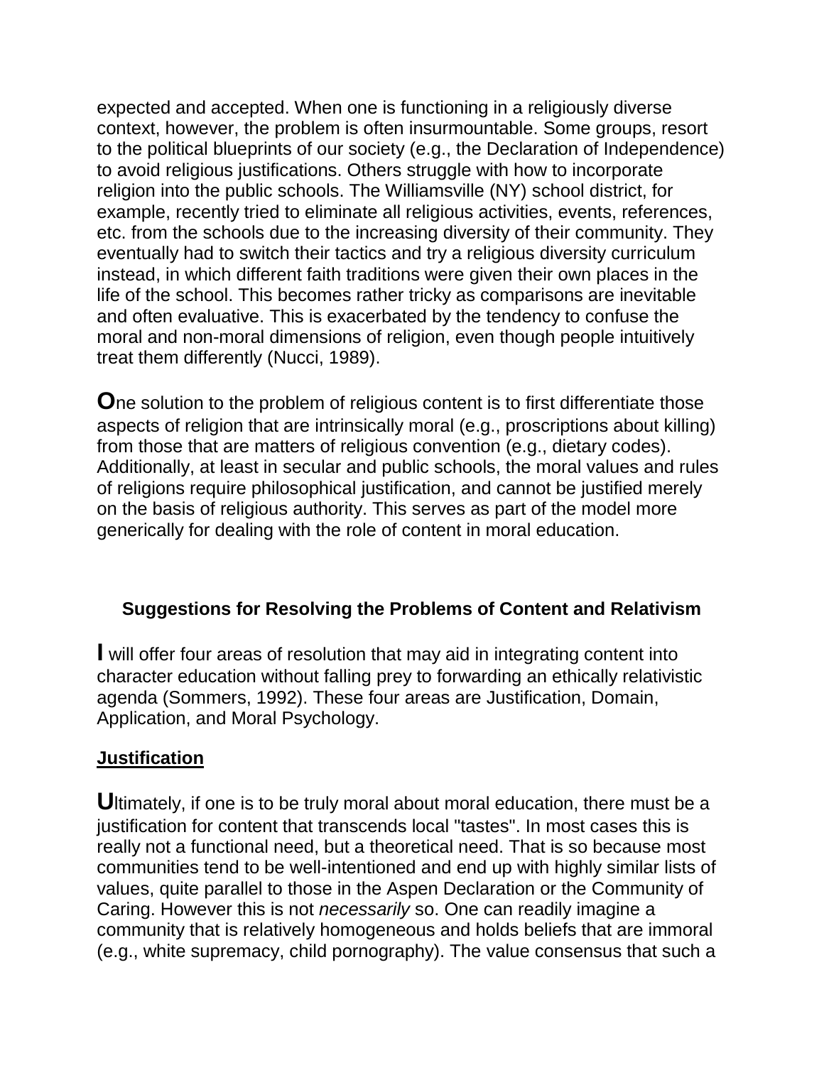expected and accepted. When one is functioning in a religiously diverse context, however, the problem is often insurmountable. Some groups, resort to the political blueprints of our society (e.g., the Declaration of Independence) to avoid religious justifications. Others struggle with how to incorporate religion into the public schools. The Williamsville (NY) school district, for example, recently tried to eliminate all religious activities, events, references, etc. from the schools due to the increasing diversity of their community. They eventually had to switch their tactics and try a religious diversity curriculum instead, in which different faith traditions were given their own places in the life of the school. This becomes rather tricky as comparisons are inevitable and often evaluative. This is exacerbated by the tendency to confuse the moral and non-moral dimensions of religion, even though people intuitively treat them differently (Nucci, 1989).

**O**ne solution to the problem of religious content is to first differentiate those aspects of religion that are intrinsically moral (e.g., proscriptions about killing) from those that are matters of religious convention (e.g., dietary codes). Additionally, at least in secular and public schools, the moral values and rules of religions require philosophical justification, and cannot be justified merely on the basis of religious authority. This serves as part of the model more generically for dealing with the role of content in moral education.

## Suggestions for Resolving the Problems of Content and Relativism

**I** will offer four areas of resolution that may aid in integrating content into character education without falling prey to forwarding an ethically relativistic agenda (Sommers, 1992). These four areas are Justification, Domain, Application, and Moral Psychology.

### Justification

**U**ltimately, if one is to be truly moral about moral education, there must be a justification for content that transcends local "tastes". In most cases this is really not a functional need, but a theoretical need. That is so because most communities tend to be well-intentioned and end up with highly similar lists of values, quite parallel to those in the Aspen Declaration or the Community of Caring. However this is not *necessarily* so. One can readily imagine a community that is relatively homogeneous and holds beliefs that are immoral (e.g., white supremacy, child pornography). The value consensus that such a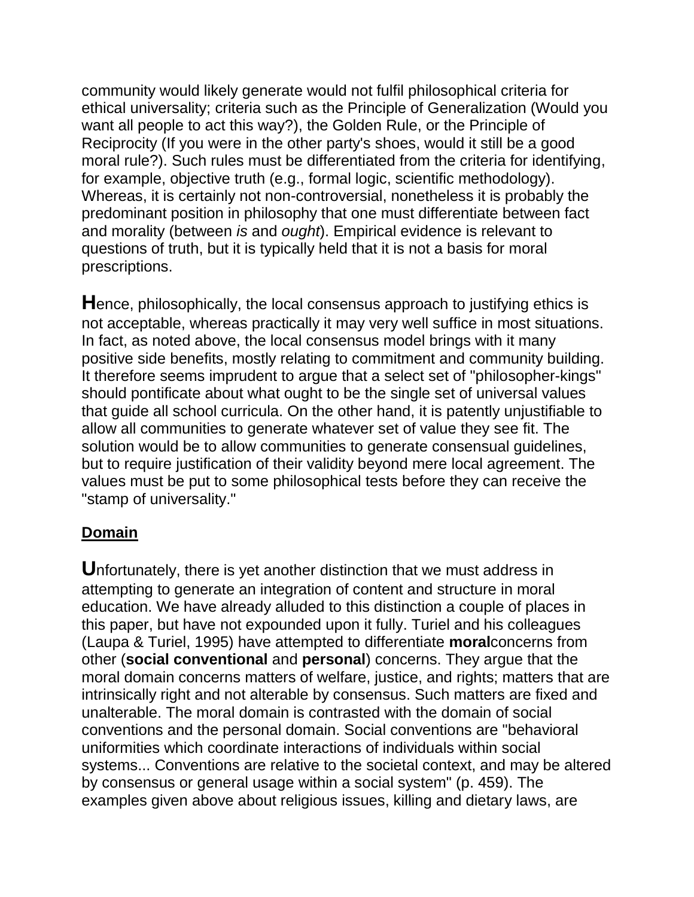community would likely generate would not fulfil philosophical criteria for ethical universality; criteria such as the Principle of Generalization (Would you want all people to act this way?), the Golden Rule, or the Principle of Reciprocity (If you were in the other party's shoes, would it still be a good moral rule?). Such rules must be differentiated from the criteria for identifying, for example, objective truth (e.g., formal logic, scientific methodology). Whereas, it is certainly not non-controversial, nonetheless it is probably the predominant position in philosophy that one must differentiate between fact and morality (between *is* and *ought*). Empirical evidence is relevant to questions of truth, but it is typically held that it is not a basis for moral prescriptions.

**H**ence, philosophically, the local consensus approach to justifying ethics is not acceptable, whereas practically it may very well suffice in most situations. In fact, as noted above, the local consensus model brings with it many positive side benefits, mostly relating to commitment and community building. It therefore seems imprudent to argue that a select set of "philosopher-kings" should pontificate about what ought to be the single set of universal values that guide all school curricula. On the other hand, it is patently unjustifiable to allow all communities to generate whatever set of value they see fit. The solution would be to allow communities to generate consensual guidelines, but to require justification of their validity beyond mere local agreement. The values must be put to some philosophical tests before they can receive the "stamp of universality."

## Domain

**U**nfortunately, there is yet another distinction that we must address in attempting to generate an integration of content and structure in moral education. We have already alluded to this distinction a couple of places in this paper, but have not expounded upon it fully. Turiel and his colleagues (Laupa & Turiel, 1995) have attempted to differentiate **moral**concerns from other (**social conventional** and **personal**) concerns. They argue that the moral domain concerns matters of welfare, justice, and rights; matters that are intrinsically right and not alterable by consensus. Such matters are fixed and unalterable. The moral domain is contrasted with the domain of social conventions and the personal domain. Social conventions are "behavioral uniformities which coordinate interactions of individuals within social systems... Conventions are relative to the societal context, and may be altered by consensus or general usage within a social system" (p. 459). The examples given above about religious issues, killing and dietary laws, are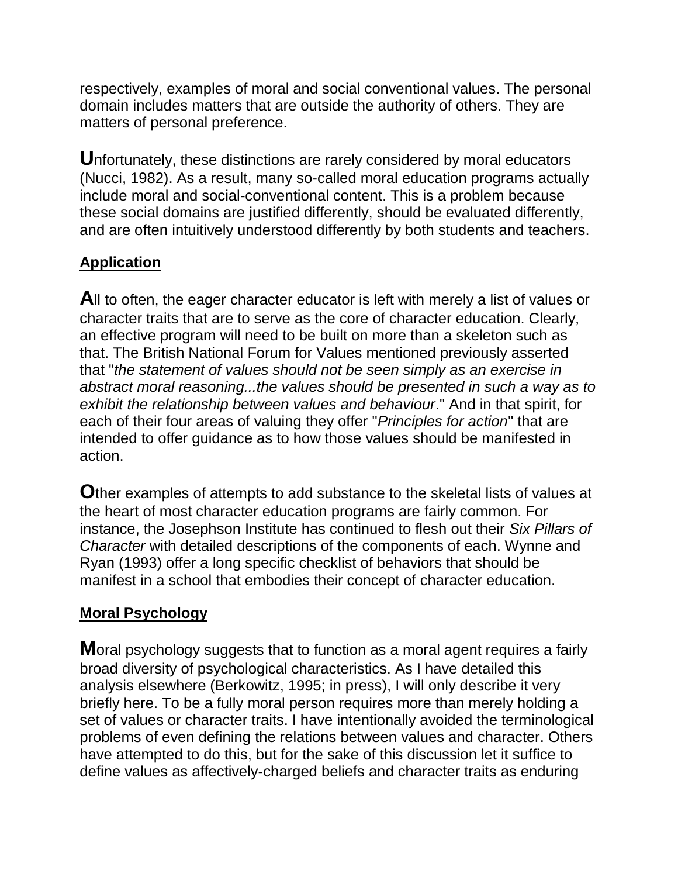respectively, examples of moral and social conventional values. The personal domain includes matters that are outside the authority of others. They are matters of personal preference.

Unfortunately, these distinctions are rarely considered by moral educators (Nucci, 1982). As a result, many so-called moral education programs actually include moral and social-conventional content. This is a problem because these social domains are justified differently, should be evaluated differently, and are often intuitively understood differently by both students and teachers.

## Application

All to often, the eager character educator is left with merely a list of values or character traits that are to serve as the core of character education. Clearly, an effective program will need to be built on more than a skeleton such as that. The British National Forum for Values mentioned previously asserted that "*the statement of values should not be seen simply as an exercise in abstract moral reasoning...the values should be presented in such a way as to exhibit the relationship between values and behaviour*." And in that spirit, for each of their four areas of valuing they offer "*Principles for action*" that are intended to offer guidance as to how those values should be manifested in action.

Other examples of attempts to add substance to the skeletal lists of values at the heart of most character education programs are fairly common. For instance, the Josephson Institute has continued to flesh out their *Six Pillars of Character* with detailed descriptions of the components of each. Wynne and Ryan (1993) offer a long specific checklist of behaviors that should be manifest in a school that embodies their concept of character education.

## Moral Psychology

Moral psychology suggests that to function as a moral agent requires a fairly broad diversity of psychological characteristics. As I have detailed this analysis elsewhere (Berkowitz, 1995; in press), I will only describe it very briefly here. To be a fully moral person requires more than merely holding a set of values or character traits. I have intentionally avoided the terminological problems of even defining the relations between values and character. Others have attempted to do this, but for the sake of this discussion let it suffice to define values as affectively-charged beliefs and character traits as enduring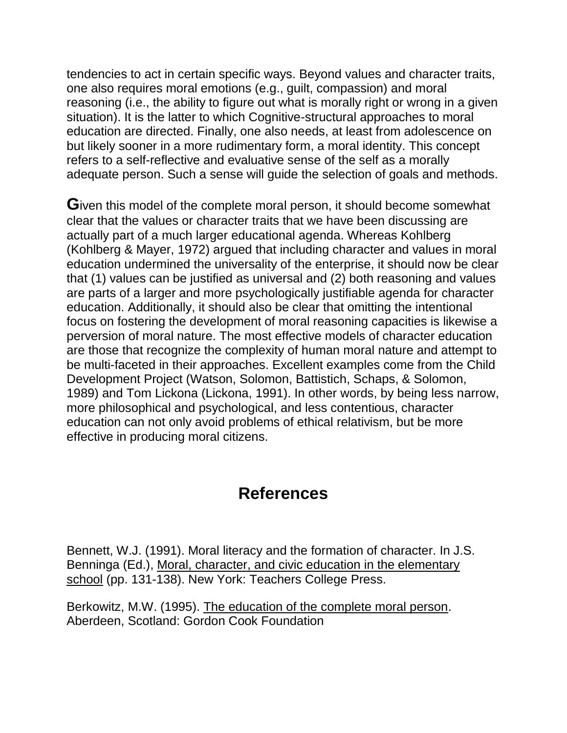tendencies to act in certain specific ways. Beyond values and character traits, one also requires moral emotions (e.g., guilt, compassion) and moral reasoning (i.e., the ability to figure out what is morally right or wrong in a given situation). It is the latter to which Cognitive-structural approaches to moral education are directed. Finally, one also needs, at least from adolescence on but likely sooner in a more rudimentary form, a moral identity. This concept refers to a self-reflective and evaluative sense of the self as a morally adequate person. Such a sense will guide the selection of goals and methods.

**G**iven this model of the complete moral person, it should become somewhat clear that the values or character traits that we have been discussing are actually part of a much larger educational agenda. Whereas Kohlberg (Kohlberg & Mayer, 1972) argued that including character and values in moral education undermined the universality of the enterprise, it should now be clear that (1) values can be justified as universal and (2) both reasoning and values are parts of a larger and more psychologically justifiable agenda for character education. Additionally, it should also be clear that omitting the intentional focus on fostering the development of moral reasoning capacities is likewise a perversion of moral nature. The most effective models of character education are those that recognize the complexity of human moral nature and attempt to be multi-faceted in their approaches. Excellent examples come from the Child Development Project (Watson, Solomon, Battistich, Schaps, & Solomon, 1989) and Tom Lickona (Lickona, 1991). In other words, by being less narrow, more philosophical and psychological, and less contentious, character education can not only avoid problems of ethical relativism, but be more effective in producing moral citizens.

## References

Bennett, W.J. (1991). Moral literacy and the formation of character. In J.S. Benninga (Ed.), Moral, character, and civic education in the elementary school (pp. 131-138). New York: Teachers College Press.

Berkowitz, M.W. (1995). The education of the complete moral person. Aberdeen, Scotland: Gordon Cook Foundation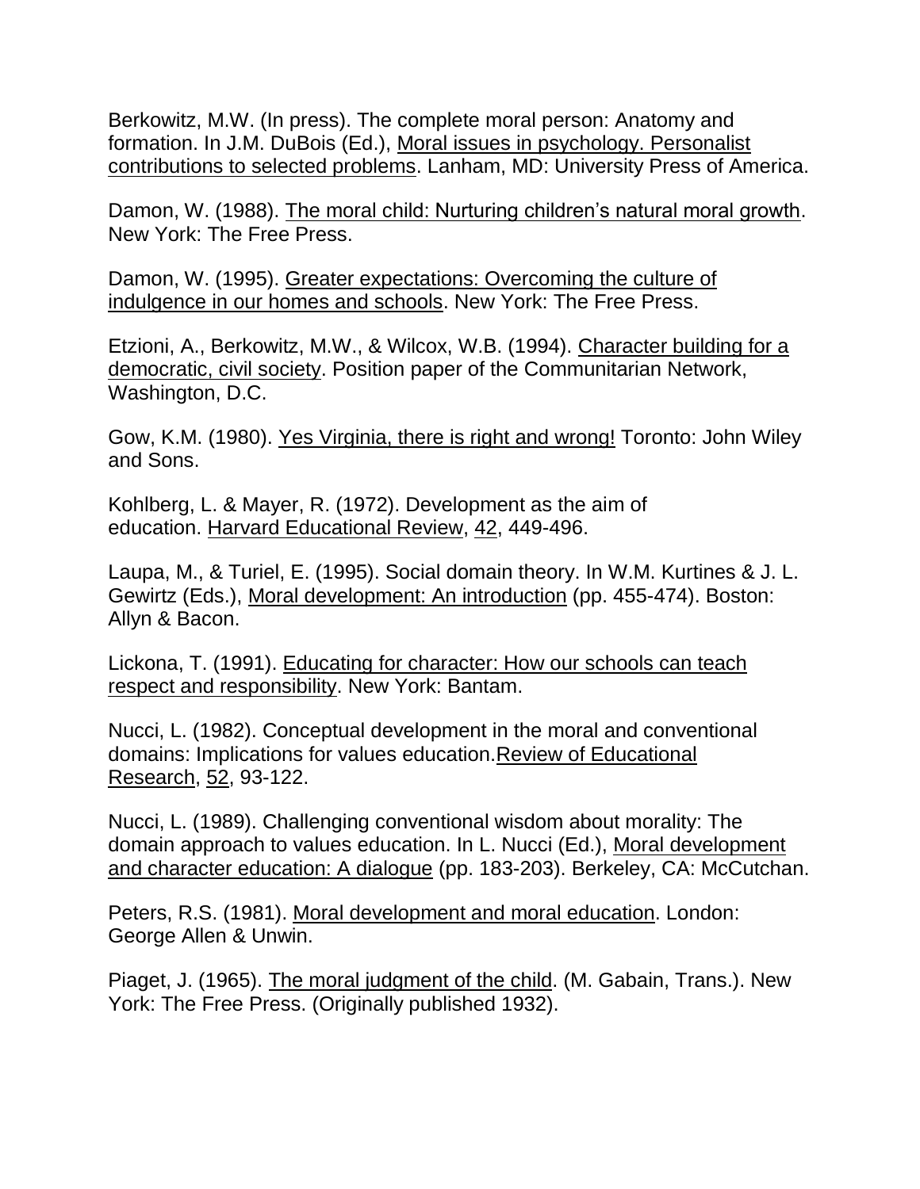Berkowitz, M.W. (In press). The complete moral person: Anatomy and formation. In J.M. DuBois (Ed.), Moral issues in psychology. Personalist contributions to selected problems. Lanham, MD: University Press of America.

Damon, W. (1988). The moral child: Nurturing children's natural moral growth. New York: The Free Press.

Damon, W. (1995). Greater expectations: Overcoming the culture of indulgence in our homes and schools. New York: The Free Press.

Etzioni, A., Berkowitz, M.W., & Wilcox, W.B. (1994). Character building for a democratic, civil society. Position paper of the Communitarian Network, Washington, D.C.

Gow, K.M. (1980). Yes Virginia, there is right and wrong! Toronto: John Wiley and Sons.

Kohlberg, L. & Mayer, R. (1972). Development as the aim of education. Harvard Educational Review, 42, 449-496.

Laupa, M., & Turiel, E. (1995). Social domain theory. In W.M. Kurtines & J. L. Gewirtz (Eds.), Moral development: An introduction (pp. 455-474). Boston: Allyn & Bacon.

Lickona, T. (1991). Educating for character: How our schools can teach respect and responsibility. New York: Bantam.

Nucci, L. (1982). Conceptual development in the moral and conventional domains: Implications for values education.Review of Educational Research, 52, 93-122.

Nucci, L. (1989). Challenging conventional wisdom about morality: The domain approach to values education. In L. Nucci (Ed.), Moral development and character education: A dialogue (pp. 183-203). Berkeley, CA: McCutchan.

Peters, R.S. (1981). Moral development and moral education. London: George Allen & Unwin.

Piaget, J. (1965). The moral judgment of the child. (M. Gabain, Trans.). New York: The Free Press. (Originally published 1932).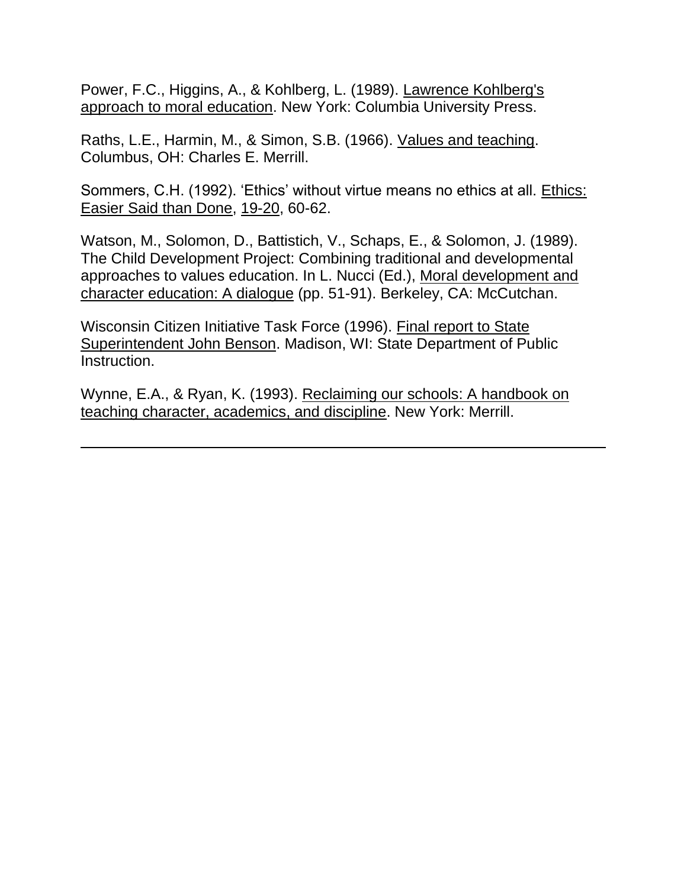Power, F.C., Higgins, A., & Kohlberg, L. (1989). Lawrence Kohlberg's approach to moral education. New York: Columbia University Press.

Raths, L.E., Harmin, M., & Simon, S.B. (1966). Values and teaching. Columbus, OH: Charles E. Merrill.

Sommers, C.H. (1992). 'Ethics' without virtue means no ethics at all. Ethics: Easier Said than Done, 19-20, 60-62.

Watson, M., Solomon, D., Battistich, V., Schaps, E., & Solomon, J. (1989). The Child Development Project: Combining traditional and developmental approaches to values education. In L. Nucci (Ed.), Moral development and character education: A dialogue (pp. 51-91). Berkeley, CA: McCutchan.

Wisconsin Citizen Initiative Task Force (1996). Final report to State Superintendent John Benson. Madison, WI: State Department of Public Instruction.

Wynne, E.A., & Ryan, K. (1993). Reclaiming our schools: A handbook on teaching character, academics, and discipline. New York: Merrill.

---